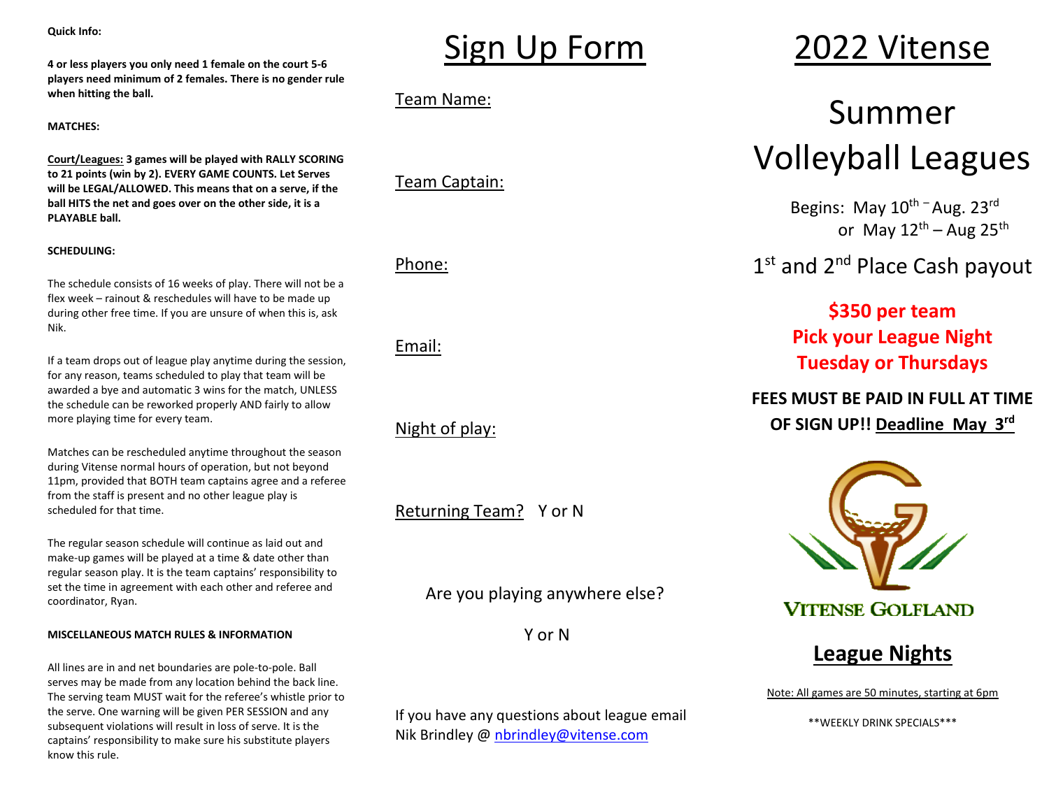**Quick Info:**

**4 or less players you only need 1 female on the court 5-6 players need minimum of 2 females. There is no gender rule when hitting the ball.**

**MATCHES:**

**Court/Leagues: 3 games will be played with RALLY SCORING to 21 points (win by 2). EVERY GAME COUNTS. Let Serves will be LEGAL/ALLOWED. This means that on a serve, if the ball HITS the net and goes over on the other side, it is a PLAYABLE ball.**

**SCHEDULING:**

The schedule consists of 16 weeks of play. There will not be a flex week – rainout & reschedules will have to be made up during other free time. If you are unsure of when this is, ask Nik.

If a team drops out of league play anytime during the session, for any reason, teams scheduled to play that team will be awarded a bye and automatic 3 wins for the match, UNLESS the schedule can be reworked properly AND fairly to allow more playing time for every team.

Matches can be rescheduled anytime throughout the season during Vitense normal hours of operation, but not beyond 11pm, provided that BOTH team captains agree and a referee from the staff is present and no other league play is scheduled for that time.

The regular season schedule will continue as laid out and make-up games will be played at a time & date other than regular season play. It is the team captains' responsibility to set the time in agreement with each other and referee and coordinator, Ryan.

**MISCELLANEOUS MATCH RULES & INFORMATION**

All lines are in and net boundaries are pole-to-pole. Ball serves may be made from any location behind the back line. The serving team MUST wait for the referee's whistle prior to the serve. One warning will be given PER SESSION and any subsequent violations will result in loss of serve. It is the captains' responsibility to make sure his substitute players know this rule.

# Sign Up Form

Team Name:

Team Captain:

Phone:

Email:

Night of play:

Returning Team? Y or N

Are you playing anywhere else?

Y or N

If you have any questions about league email Nik Brindley @ nbrindley@vitense.com

# 2022 Vitense

# Summer Volleyball Leagues

Begins: May 10th – Aug. 23rd or May 12th – Aug 25th

1st and 2nd Place Cash payout

**$350 per team**
**Pick your League Night**
**Tuesday or Thursdays**

**FEES MUST BE PAID IN FULL AT TIME OF SIGN UP!! Deadline May 3rd**

VITENSE GOLFLAND

## League Nights

Note: All games are 50 minutes, starting at 6pm

**WEEKLY DRINK SPECIALS***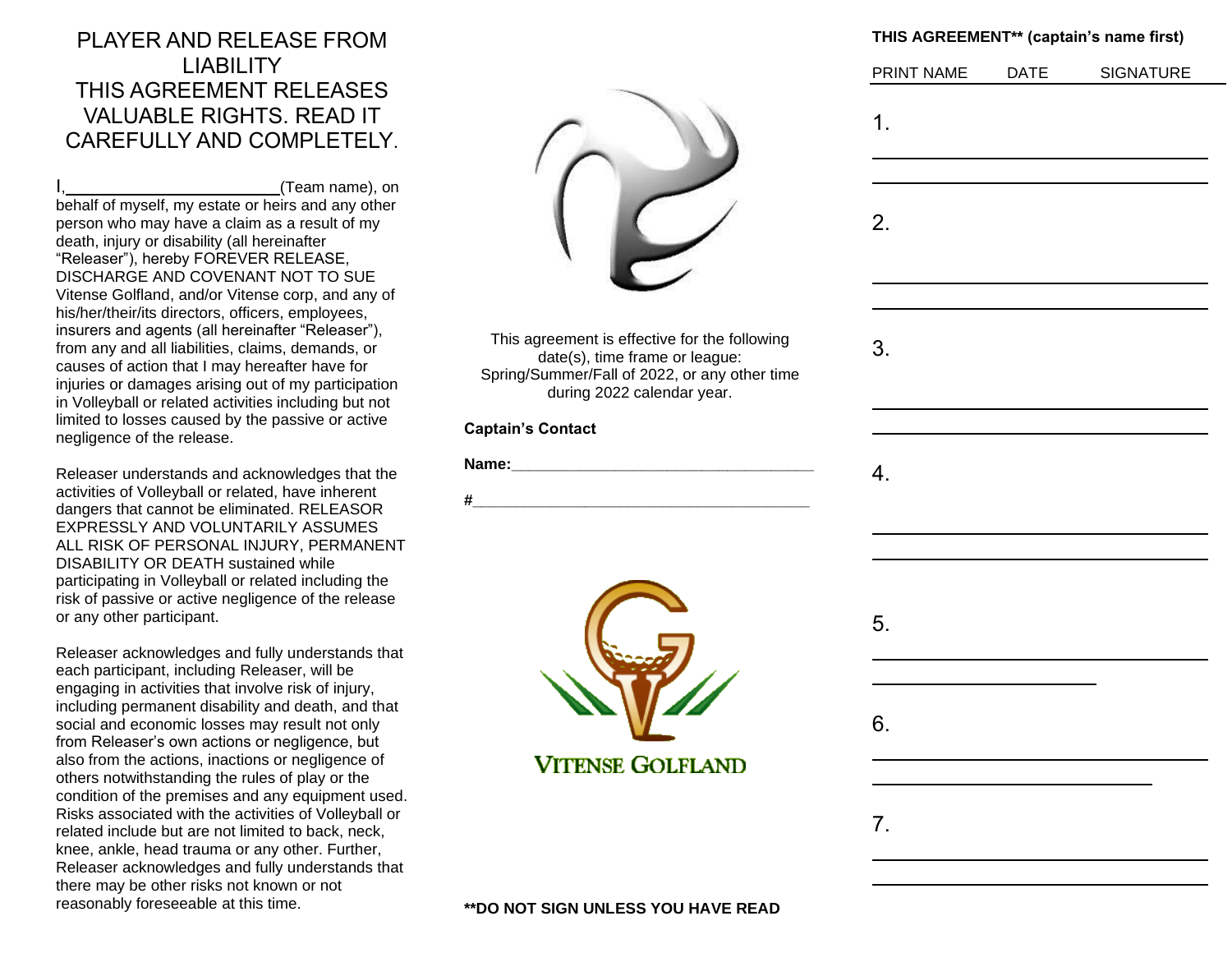# PLAYER AND RELEASE FROM LIABILITY
# THIS AGREEMENT RELEASES VALUABLE RIGHTS. READ IT CAREFULLY AND COMPLETELY.

I,________________________(Team name), on behalf of myself, my estate or heirs and any other person who may have a claim as a result of my death, injury or disability (all hereinafter "Releaser"), hereby FOREVER RELEASE, DISCHARGE AND COVENANT NOT TO SUE Vitense Golfland, and/or Vitense corp, and any of his/her/their/its directors, officers, employees, insurers and agents (all hereinafter "Releaser"), from any and all liabilities, claims, demands, or causes of action that I may hereafter have for injuries or damages arising out of my participation in Volleyball or related activities including but not limited to losses caused by the passive or active negligence of the release.

Releaser understands and acknowledges that the activities of Volleyball or related, have inherent dangers that cannot be eliminated. RELEASOR EXPRESSLY AND VOLUNTARILY ASSUMES ALL RISK OF PERSONAL INJURY, PERMANENT DISABILITY OR DEATH sustained while participating in Volleyball or related including the risk of passive or active negligence of the release or any other participant.

Releaser acknowledges and fully understands that each participant, including Releaser, will be engaging in activities that involve risk of injury, including permanent disability and death, and that social and economic losses may result not only from Releaser's own actions or negligence, but also from the actions, inactions or negligence of others notwithstanding the rules of play or the condition of the premises and any equipment used. Risks associated with the activities of Volleyball or related include but are not limited to back, neck, knee, ankle, head trauma or any other. Further, Releaser acknowledges and fully understands that there may be other risks not known or not reasonably foreseeable at this time.

This agreement is effective for the following date(s), time frame or league: Spring/Summer/Fall of 2022, or any other time during 2022 calendar year.

**Captain's Contact**

**Name:**___________________________________

**#**_____________________________________

VITENSE GOLFLAND

**\*\*DO NOT SIGN UNLESS YOU HAVE READ**

**THIS AGREEMENT\*\* (captain's name first)**

| PRINT NAME | DATE | SIGNATURE |
|---|---|---|
| 1. | | |
| 2. | | |
| 3. | | |
| 4. | | |
| 5. | | |
| 6. | | |
| 7. | | |